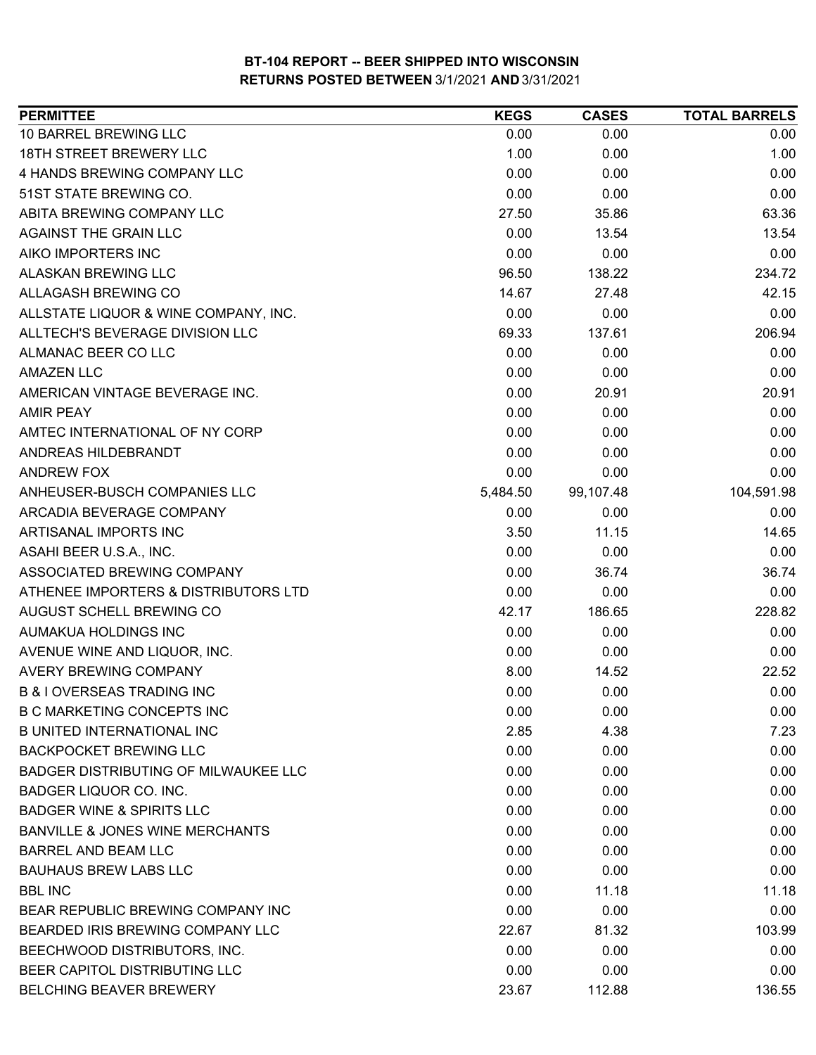# BT-104 REPORT -- BEER SHIPPED INTO WISCONSIN
## RETURNS POSTED BETWEEN 3/1/2021 AND 3/31/2021

| PERMITTEE | KEGS | CASES | TOTAL BARRELS |
|---|---|---|---|
| 10 BARREL BREWING LLC | 0.00 | 0.00 | 0.00 |
| 18TH STREET BREWERY LLC | 1.00 | 0.00 | 1.00 |
| 4 HANDS BREWING COMPANY LLC | 0.00 | 0.00 | 0.00 |
| 51ST STATE BREWING CO. | 0.00 | 0.00 | 0.00 |
| ABITA BREWING COMPANY LLC | 27.50 | 35.86 | 63.36 |
| AGAINST THE GRAIN LLC | 0.00 | 13.54 | 13.54 |
| AIKO IMPORTERS INC | 0.00 | 0.00 | 0.00 |
| ALASKAN BREWING LLC | 96.50 | 138.22 | 234.72 |
| ALLAGASH BREWING CO | 14.67 | 27.48 | 42.15 |
| ALLSTATE LIQUOR & WINE COMPANY, INC. | 0.00 | 0.00 | 0.00 |
| ALLTECH'S BEVERAGE DIVISION LLC | 69.33 | 137.61 | 206.94 |
| ALMANAC BEER CO LLC | 0.00 | 0.00 | 0.00 |
| AMAZEN LLC | 0.00 | 0.00 | 0.00 |
| AMERICAN VINTAGE BEVERAGE INC. | 0.00 | 20.91 | 20.91 |
| AMIR PEAY | 0.00 | 0.00 | 0.00 |
| AMTEC INTERNATIONAL OF NY CORP | 0.00 | 0.00 | 0.00 |
| ANDREAS HILDEBRANDT | 0.00 | 0.00 | 0.00 |
| ANDREW FOX | 0.00 | 0.00 | 0.00 |
| ANHEUSER-BUSCH COMPANIES LLC | 5,484.50 | 99,107.48 | 104,591.98 |
| ARCADIA BEVERAGE COMPANY | 0.00 | 0.00 | 0.00 |
| ARTISANAL IMPORTS INC | 3.50 | 11.15 | 14.65 |
| ASAHI BEER U.S.A., INC. | 0.00 | 0.00 | 0.00 |
| ASSOCIATED BREWING COMPANY | 0.00 | 36.74 | 36.74 |
| ATHENEE IMPORTERS & DISTRIBUTORS LTD | 0.00 | 0.00 | 0.00 |
| AUGUST SCHELL BREWING CO | 42.17 | 186.65 | 228.82 |
| AUMAKUA HOLDINGS INC | 0.00 | 0.00 | 0.00 |
| AVENUE WINE AND LIQUOR, INC. | 0.00 | 0.00 | 0.00 |
| AVERY BREWING COMPANY | 8.00 | 14.52 | 22.52 |
| B & I OVERSEAS TRADING INC | 0.00 | 0.00 | 0.00 |
| B C MARKETING CONCEPTS INC | 0.00 | 0.00 | 0.00 |
| B UNITED INTERNATIONAL INC | 2.85 | 4.38 | 7.23 |
| BACKPOCKET BREWING LLC | 0.00 | 0.00 | 0.00 |
| BADGER DISTRIBUTING OF MILWAUKEE LLC | 0.00 | 0.00 | 0.00 |
| BADGER LIQUOR CO. INC. | 0.00 | 0.00 | 0.00 |
| BADGER WINE & SPIRITS LLC | 0.00 | 0.00 | 0.00 |
| BANVILLE & JONES WINE MERCHANTS | 0.00 | 0.00 | 0.00 |
| BARREL AND BEAM LLC | 0.00 | 0.00 | 0.00 |
| BAUHAUS BREW LABS LLC | 0.00 | 0.00 | 0.00 |
| BBL INC | 0.00 | 11.18 | 11.18 |
| BEAR REPUBLIC BREWING COMPANY INC | 0.00 | 0.00 | 0.00 |
| BEARDED IRIS BREWING COMPANY LLC | 22.67 | 81.32 | 103.99 |
| BEECHWOOD DISTRIBUTORS, INC. | 0.00 | 0.00 | 0.00 |
| BEER CAPITOL DISTRIBUTING LLC | 0.00 | 0.00 | 0.00 |
| BELCHING BEAVER BREWERY | 23.67 | 112.88 | 136.55 |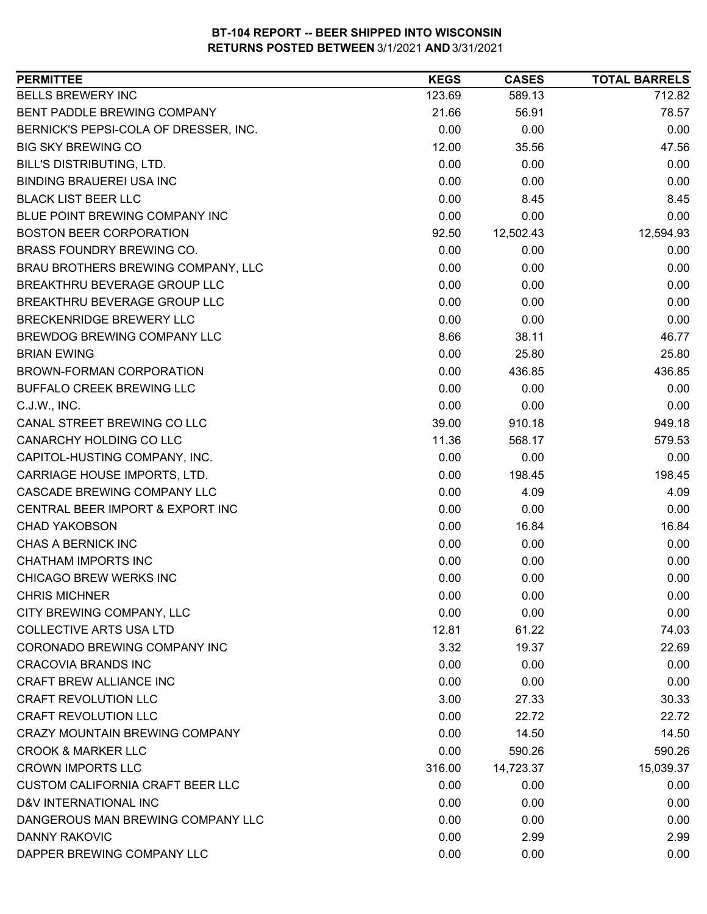**BT-104 REPORT -- BEER SHIPPED INTO WISCONSIN**
**RETURNS POSTED BETWEEN 3/1/2021 AND 3/31/2021**

| PERMITTEE | KEGS | CASES | TOTAL BARRELS |
|---|---|---|---|
| BELLS BREWERY INC | 123.69 | 589.13 | 712.82 |
| BENT PADDLE BREWING COMPANY | 21.66 | 56.91 | 78.57 |
| BERNICK'S PEPSI-COLA OF DRESSER, INC. | 0.00 | 0.00 | 0.00 |
| BIG SKY BREWING CO | 12.00 | 35.56 | 47.56 |
| BILL'S DISTRIBUTING, LTD. | 0.00 | 0.00 | 0.00 |
| BINDING BRAUEREI USA INC | 0.00 | 0.00 | 0.00 |
| BLACK LIST BEER LLC | 0.00 | 8.45 | 8.45 |
| BLUE POINT BREWING COMPANY INC | 0.00 | 0.00 | 0.00 |
| BOSTON BEER CORPORATION | 92.50 | 12,502.43 | 12,594.93 |
| BRASS FOUNDRY BREWING CO. | 0.00 | 0.00 | 0.00 |
| BRAU BROTHERS BREWING COMPANY, LLC | 0.00 | 0.00 | 0.00 |
| BREAKTHRU BEVERAGE GROUP LLC | 0.00 | 0.00 | 0.00 |
| BREAKTHRU BEVERAGE GROUP LLC | 0.00 | 0.00 | 0.00 |
| BRECKENRIDGE BREWERY LLC | 0.00 | 0.00 | 0.00 |
| BREWDOG BREWING COMPANY LLC | 8.66 | 38.11 | 46.77 |
| BRIAN EWING | 0.00 | 25.80 | 25.80 |
| BROWN-FORMAN CORPORATION | 0.00 | 436.85 | 436.85 |
| BUFFALO CREEK BREWING LLC | 0.00 | 0.00 | 0.00 |
| C.J.W., INC. | 0.00 | 0.00 | 0.00 |
| CANAL STREET BREWING CO LLC | 39.00 | 910.18 | 949.18 |
| CANARCHY HOLDING CO LLC | 11.36 | 568.17 | 579.53 |
| CAPITOL-HUSTING COMPANY, INC. | 0.00 | 0.00 | 0.00 |
| CARRIAGE HOUSE IMPORTS, LTD. | 0.00 | 198.45 | 198.45 |
| CASCADE BREWING COMPANY LLC | 0.00 | 4.09 | 4.09 |
| CENTRAL BEER IMPORT & EXPORT INC | 0.00 | 0.00 | 0.00 |
| CHAD YAKOBSON | 0.00 | 16.84 | 16.84 |
| CHAS A BERNICK INC | 0.00 | 0.00 | 0.00 |
| CHATHAM IMPORTS INC | 0.00 | 0.00 | 0.00 |
| CHICAGO BREW WERKS INC | 0.00 | 0.00 | 0.00 |
| CHRIS MICHNER | 0.00 | 0.00 | 0.00 |
| CITY BREWING COMPANY, LLC | 0.00 | 0.00 | 0.00 |
| COLLECTIVE ARTS USA LTD | 12.81 | 61.22 | 74.03 |
| CORONADO BREWING COMPANY INC | 3.32 | 19.37 | 22.69 |
| CRACOVIA BRANDS INC | 0.00 | 0.00 | 0.00 |
| CRAFT BREW ALLIANCE INC | 0.00 | 0.00 | 0.00 |
| CRAFT REVOLUTION LLC | 3.00 | 27.33 | 30.33 |
| CRAFT REVOLUTION LLC | 0.00 | 22.72 | 22.72 |
| CRAZY MOUNTAIN BREWING COMPANY | 0.00 | 14.50 | 14.50 |
| CROOK & MARKER LLC | 0.00 | 590.26 | 590.26 |
| CROWN IMPORTS LLC | 316.00 | 14,723.37 | 15,039.37 |
| CUSTOM CALIFORNIA CRAFT BEER LLC | 0.00 | 0.00 | 0.00 |
| D&V INTERNATIONAL INC | 0.00 | 0.00 | 0.00 |
| DANGEROUS MAN BREWING COMPANY LLC | 0.00 | 0.00 | 0.00 |
| DANNY RAKOVIC | 0.00 | 2.99 | 2.99 |
| DAPPER BREWING COMPANY LLC | 0.00 | 0.00 | 0.00 |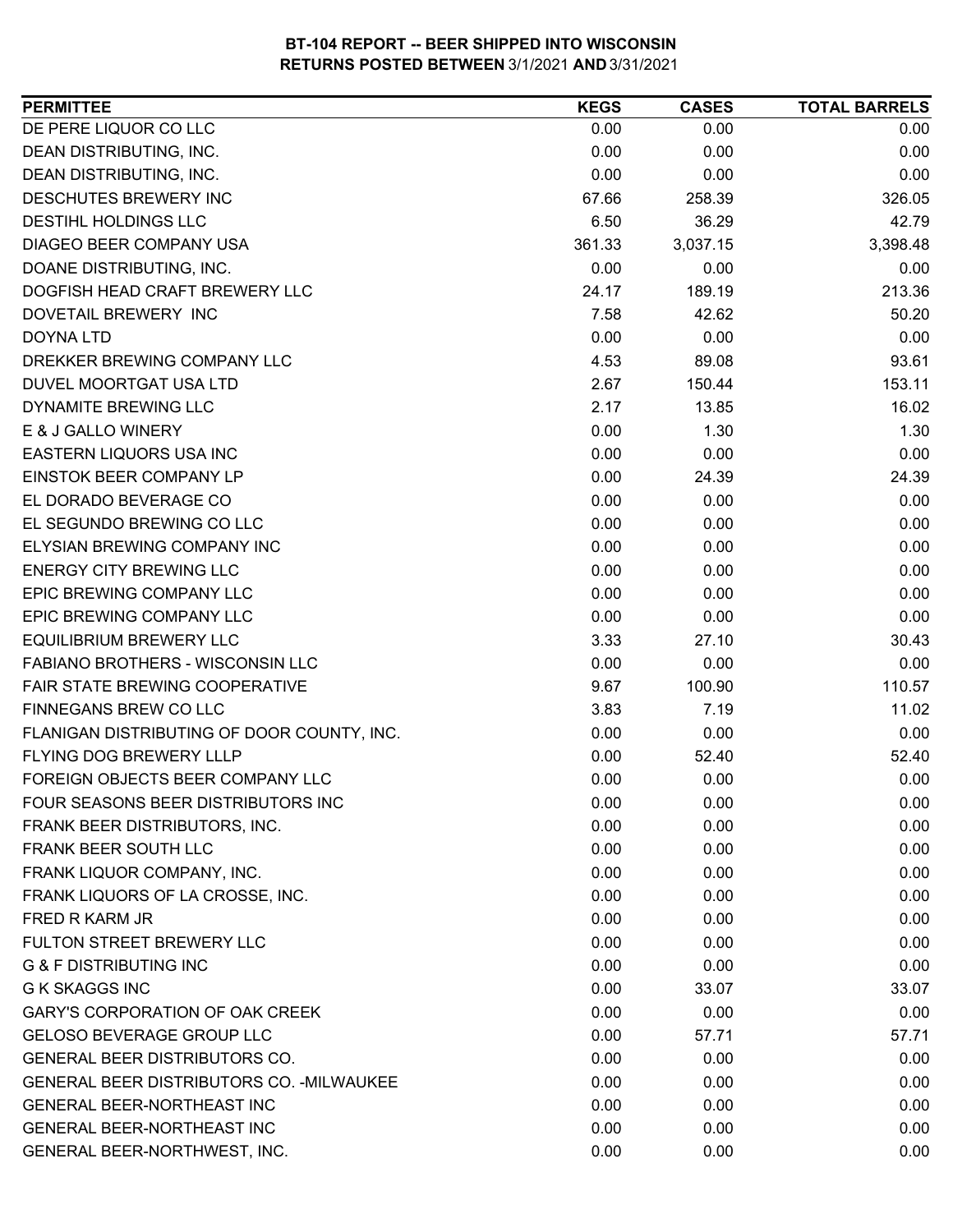**BT-104 REPORT -- BEER SHIPPED INTO WISCONSIN**
**RETURNS POSTED BETWEEN 3/1/2021 AND 3/31/2021**

| PERMITTEE | KEGS | CASES | TOTAL BARRELS |
|---|---|---|---|
| DE PERE LIQUOR CO LLC | 0.00 | 0.00 | 0.00 |
| DEAN DISTRIBUTING, INC. | 0.00 | 0.00 | 0.00 |
| DEAN DISTRIBUTING, INC. | 0.00 | 0.00 | 0.00 |
| DESCHUTES BREWERY INC | 67.66 | 258.39 | 326.05 |
| DESTIHL HOLDINGS LLC | 6.50 | 36.29 | 42.79 |
| DIAGEO BEER COMPANY USA | 361.33 | 3,037.15 | 3,398.48 |
| DOANE DISTRIBUTING, INC. | 0.00 | 0.00 | 0.00 |
| DOGFISH HEAD CRAFT BREWERY LLC | 24.17 | 189.19 | 213.36 |
| DOVETAIL BREWERY INC | 7.58 | 42.62 | 50.20 |
| DOYNA LTD | 0.00 | 0.00 | 0.00 |
| DREKKER BREWING COMPANY LLC | 4.53 | 89.08 | 93.61 |
| DUVEL MOORTGAT USA LTD | 2.67 | 150.44 | 153.11 |
| DYNAMITE BREWING LLC | 2.17 | 13.85 | 16.02 |
| E & J GALLO WINERY | 0.00 | 1.30 | 1.30 |
| EASTERN LIQUORS USA INC | 0.00 | 0.00 | 0.00 |
| EINSTOK BEER COMPANY LP | 0.00 | 24.39 | 24.39 |
| EL DORADO BEVERAGE CO | 0.00 | 0.00 | 0.00 |
| EL SEGUNDO BREWING CO LLC | 0.00 | 0.00 | 0.00 |
| ELYSIAN BREWING COMPANY INC | 0.00 | 0.00 | 0.00 |
| ENERGY CITY BREWING LLC | 0.00 | 0.00 | 0.00 |
| EPIC BREWING COMPANY LLC | 0.00 | 0.00 | 0.00 |
| EPIC BREWING COMPANY LLC | 0.00 | 0.00 | 0.00 |
| EQUILIBRIUM BREWERY LLC | 3.33 | 27.10 | 30.43 |
| FABIANO BROTHERS - WISCONSIN LLC | 0.00 | 0.00 | 0.00 |
| FAIR STATE BREWING COOPERATIVE | 9.67 | 100.90 | 110.57 |
| FINNEGANS BREW CO LLC | 3.83 | 7.19 | 11.02 |
| FLANIGAN DISTRIBUTING OF DOOR COUNTY, INC. | 0.00 | 0.00 | 0.00 |
| FLYING DOG BREWERY LLLP | 0.00 | 52.40 | 52.40 |
| FOREIGN OBJECTS BEER COMPANY LLC | 0.00 | 0.00 | 0.00 |
| FOUR SEASONS BEER DISTRIBUTORS INC | 0.00 | 0.00 | 0.00 |
| FRANK BEER DISTRIBUTORS, INC. | 0.00 | 0.00 | 0.00 |
| FRANK BEER SOUTH LLC | 0.00 | 0.00 | 0.00 |
| FRANK LIQUOR COMPANY, INC. | 0.00 | 0.00 | 0.00 |
| FRANK LIQUORS OF LA CROSSE, INC. | 0.00 | 0.00 | 0.00 |
| FRED R KARM JR | 0.00 | 0.00 | 0.00 |
| FULTON STREET BREWERY LLC | 0.00 | 0.00 | 0.00 |
| G & F DISTRIBUTING INC | 0.00 | 0.00 | 0.00 |
| G K SKAGGS INC | 0.00 | 33.07 | 33.07 |
| GARY'S CORPORATION OF OAK CREEK | 0.00 | 0.00 | 0.00 |
| GELOSO BEVERAGE GROUP LLC | 0.00 | 57.71 | 57.71 |
| GENERAL BEER DISTRIBUTORS CO. | 0.00 | 0.00 | 0.00 |
| GENERAL BEER DISTRIBUTORS CO. -MILWAUKEE | 0.00 | 0.00 | 0.00 |
| GENERAL BEER-NORTHEAST INC | 0.00 | 0.00 | 0.00 |
| GENERAL BEER-NORTHEAST INC | 0.00 | 0.00 | 0.00 |
| GENERAL BEER-NORTHWEST, INC. | 0.00 | 0.00 | 0.00 |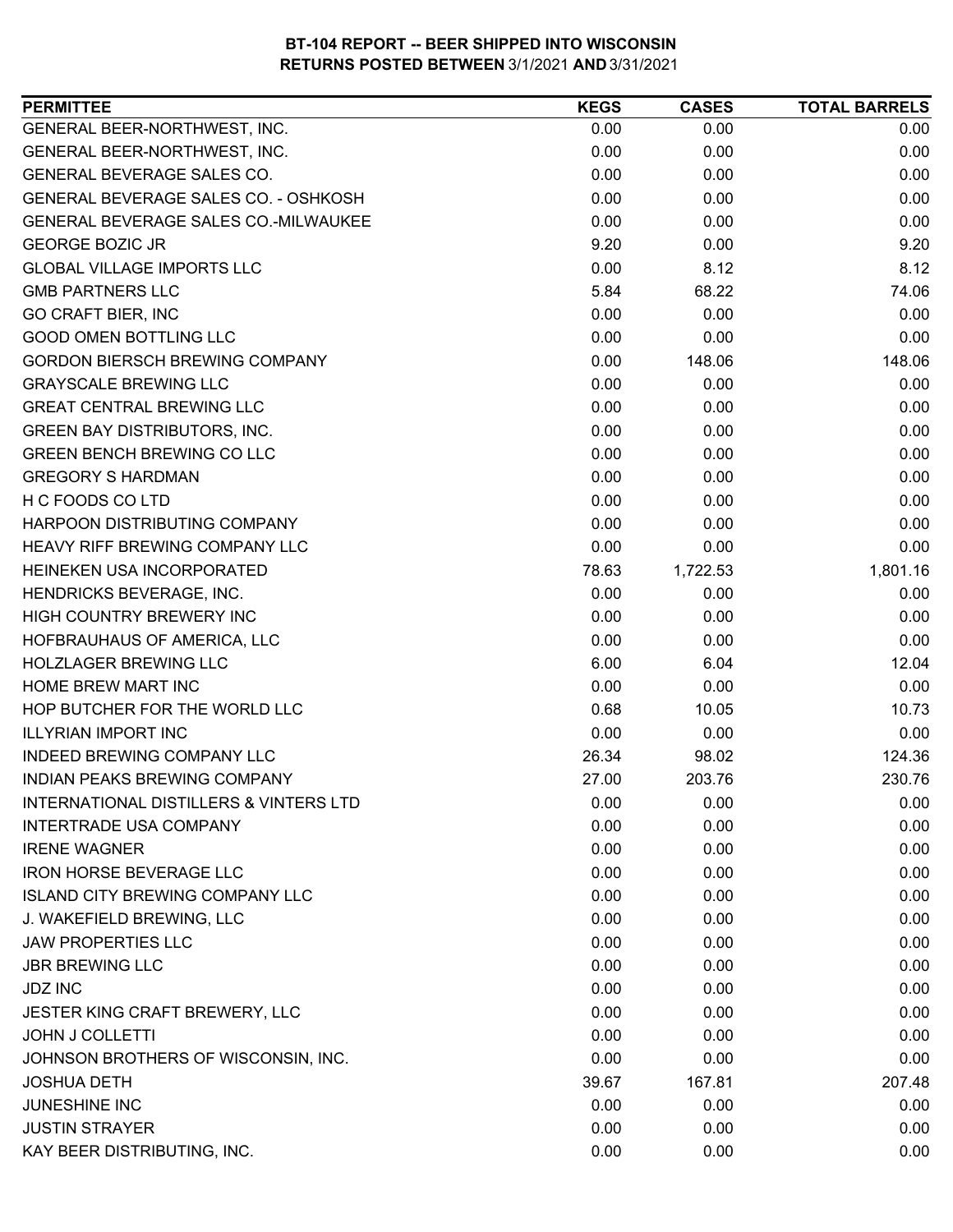**BT-104 REPORT -- BEER SHIPPED INTO WISCONSIN**
**RETURNS POSTED BETWEEN 3/1/2021 AND 3/31/2021**

| PERMITTEE | KEGS | CASES | TOTAL BARRELS |
|---|---|---|---|
| GENERAL BEER-NORTHWEST, INC. | 0.00 | 0.00 | 0.00 |
| GENERAL BEER-NORTHWEST, INC. | 0.00 | 0.00 | 0.00 |
| GENERAL BEVERAGE SALES CO. | 0.00 | 0.00 | 0.00 |
| GENERAL BEVERAGE SALES CO. - OSHKOSH | 0.00 | 0.00 | 0.00 |
| GENERAL BEVERAGE SALES CO.-MILWAUKEE | 0.00 | 0.00 | 0.00 |
| GEORGE BOZIC JR | 9.20 | 0.00 | 9.20 |
| GLOBAL VILLAGE IMPORTS LLC | 0.00 | 8.12 | 8.12 |
| GMB PARTNERS LLC | 5.84 | 68.22 | 74.06 |
| GO CRAFT BIER, INC | 0.00 | 0.00 | 0.00 |
| GOOD OMEN BOTTLING LLC | 0.00 | 0.00 | 0.00 |
| GORDON BIERSCH BREWING COMPANY | 0.00 | 148.06 | 148.06 |
| GRAYSCALE BREWING LLC | 0.00 | 0.00 | 0.00 |
| GREAT CENTRAL BREWING LLC | 0.00 | 0.00 | 0.00 |
| GREEN BAY DISTRIBUTORS, INC. | 0.00 | 0.00 | 0.00 |
| GREEN BENCH BREWING CO LLC | 0.00 | 0.00 | 0.00 |
| GREGORY S HARDMAN | 0.00 | 0.00 | 0.00 |
| H C FOODS CO LTD | 0.00 | 0.00 | 0.00 |
| HARPOON DISTRIBUTING COMPANY | 0.00 | 0.00 | 0.00 |
| HEAVY RIFF BREWING COMPANY LLC | 0.00 | 0.00 | 0.00 |
| HEINEKEN USA INCORPORATED | 78.63 | 1,722.53 | 1,801.16 |
| HENDRICKS BEVERAGE, INC. | 0.00 | 0.00 | 0.00 |
| HIGH COUNTRY BREWERY INC | 0.00 | 0.00 | 0.00 |
| HOFBRAUHAUS OF AMERICA, LLC | 0.00 | 0.00 | 0.00 |
| HOLZLAGER BREWING LLC | 6.00 | 6.04 | 12.04 |
| HOME BREW MART INC | 0.00 | 0.00 | 0.00 |
| HOP BUTCHER FOR THE WORLD LLC | 0.68 | 10.05 | 10.73 |
| ILLYRIAN IMPORT INC | 0.00 | 0.00 | 0.00 |
| INDEED BREWING COMPANY LLC | 26.34 | 98.02 | 124.36 |
| INDIAN PEAKS BREWING COMPANY | 27.00 | 203.76 | 230.76 |
| INTERNATIONAL DISTILLERS & VINTERS LTD | 0.00 | 0.00 | 0.00 |
| INTERTRADE USA COMPANY | 0.00 | 0.00 | 0.00 |
| IRENE WAGNER | 0.00 | 0.00 | 0.00 |
| IRON HORSE BEVERAGE LLC | 0.00 | 0.00 | 0.00 |
| ISLAND CITY BREWING COMPANY LLC | 0.00 | 0.00 | 0.00 |
| J. WAKEFIELD BREWING, LLC | 0.00 | 0.00 | 0.00 |
| JAW PROPERTIES LLC | 0.00 | 0.00 | 0.00 |
| JBR BREWING LLC | 0.00 | 0.00 | 0.00 |
| JDZ INC | 0.00 | 0.00 | 0.00 |
| JESTER KING CRAFT BREWERY, LLC | 0.00 | 0.00 | 0.00 |
| JOHN J COLLETTI | 0.00 | 0.00 | 0.00 |
| JOHNSON BROTHERS OF WISCONSIN, INC. | 0.00 | 0.00 | 0.00 |
| JOSHUA DETH | 39.67 | 167.81 | 207.48 |
| JUNESHINE INC | 0.00 | 0.00 | 0.00 |
| JUSTIN STRAYER | 0.00 | 0.00 | 0.00 |
| KAY BEER DISTRIBUTING, INC. | 0.00 | 0.00 | 0.00 |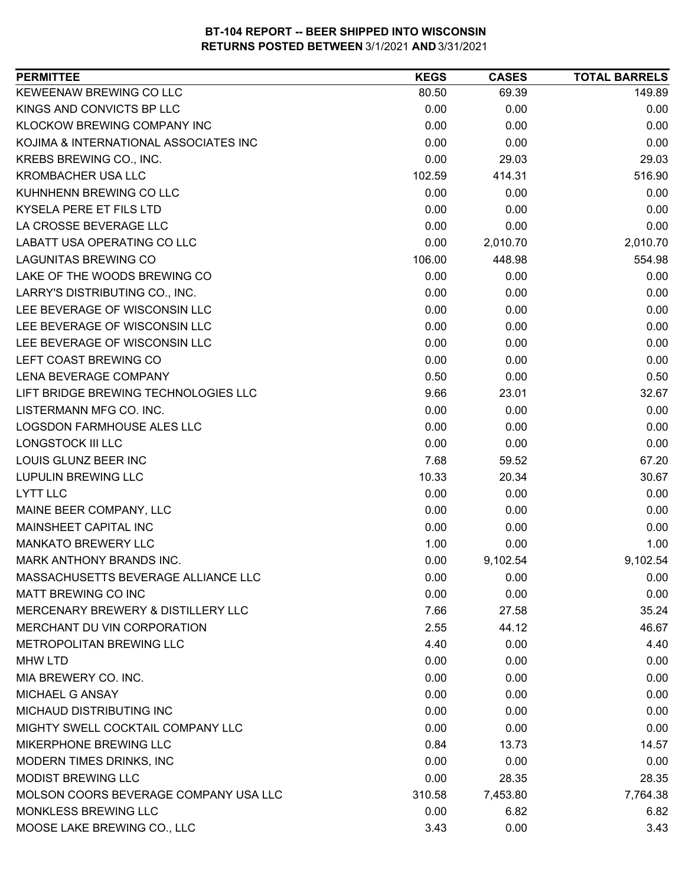**BT-104 REPORT -- BEER SHIPPED INTO WISCONSIN**
**RETURNS POSTED BETWEEN 3/1/2021 AND 3/31/2021**

| PERMITTEE | KEGS | CASES | TOTAL BARRELS |
|---|---|---|---|
| KEWEENAW BREWING CO LLC | 80.50 | 69.39 | 149.89 |
| KINGS AND CONVICTS BP LLC | 0.00 | 0.00 | 0.00 |
| KLOCKOW BREWING COMPANY INC | 0.00 | 0.00 | 0.00 |
| KOJIMA & INTERNATIONAL ASSOCIATES INC | 0.00 | 0.00 | 0.00 |
| KREBS BREWING CO., INC. | 0.00 | 29.03 | 29.03 |
| KROMBACHER USA LLC | 102.59 | 414.31 | 516.90 |
| KUHNHENN BREWING CO LLC | 0.00 | 0.00 | 0.00 |
| KYSELA PERE ET FILS LTD | 0.00 | 0.00 | 0.00 |
| LA CROSSE BEVERAGE LLC | 0.00 | 0.00 | 0.00 |
| LABATT USA OPERATING CO LLC | 0.00 | 2,010.70 | 2,010.70 |
| LAGUNITAS BREWING CO | 106.00 | 448.98 | 554.98 |
| LAKE OF THE WOODS BREWING CO | 0.00 | 0.00 | 0.00 |
| LARRY'S DISTRIBUTING CO., INC. | 0.00 | 0.00 | 0.00 |
| LEE BEVERAGE OF WISCONSIN LLC | 0.00 | 0.00 | 0.00 |
| LEE BEVERAGE OF WISCONSIN LLC | 0.00 | 0.00 | 0.00 |
| LEE BEVERAGE OF WISCONSIN LLC | 0.00 | 0.00 | 0.00 |
| LEFT COAST BREWING CO | 0.00 | 0.00 | 0.00 |
| LENA BEVERAGE COMPANY | 0.50 | 0.00 | 0.50 |
| LIFT BRIDGE BREWING TECHNOLOGIES LLC | 9.66 | 23.01 | 32.67 |
| LISTERMANN MFG CO. INC. | 0.00 | 0.00 | 0.00 |
| LOGSDON FARMHOUSE ALES LLC | 0.00 | 0.00 | 0.00 |
| LONGSTOCK III LLC | 0.00 | 0.00 | 0.00 |
| LOUIS GLUNZ BEER INC | 7.68 | 59.52 | 67.20 |
| LUPULIN BREWING LLC | 10.33 | 20.34 | 30.67 |
| LYTT LLC | 0.00 | 0.00 | 0.00 |
| MAINE BEER COMPANY, LLC | 0.00 | 0.00 | 0.00 |
| MAINSHEET CAPITAL INC | 0.00 | 0.00 | 0.00 |
| MANKATO BREWERY LLC | 1.00 | 0.00 | 1.00 |
| MARK ANTHONY BRANDS INC. | 0.00 | 9,102.54 | 9,102.54 |
| MASSACHUSETTS BEVERAGE ALLIANCE LLC | 0.00 | 0.00 | 0.00 |
| MATT BREWING CO INC | 0.00 | 0.00 | 0.00 |
| MERCENARY BREWERY & DISTILLERY LLC | 7.66 | 27.58 | 35.24 |
| MERCHANT DU VIN CORPORATION | 2.55 | 44.12 | 46.67 |
| METROPOLITAN BREWING LLC | 4.40 | 0.00 | 4.40 |
| MHW LTD | 0.00 | 0.00 | 0.00 |
| MIA BREWERY CO. INC. | 0.00 | 0.00 | 0.00 |
| MICHAEL G ANSAY | 0.00 | 0.00 | 0.00 |
| MICHAUD DISTRIBUTING INC | 0.00 | 0.00 | 0.00 |
| MIGHTY SWELL COCKTAIL COMPANY LLC | 0.00 | 0.00 | 0.00 |
| MIKERPHONE BREWING LLC | 0.84 | 13.73 | 14.57 |
| MODERN TIMES DRINKS, INC | 0.00 | 0.00 | 0.00 |
| MODIST BREWING LLC | 0.00 | 28.35 | 28.35 |
| MOLSON COORS BEVERAGE COMPANY USA LLC | 310.58 | 7,453.80 | 7,764.38 |
| MONKLESS BREWING LLC | 0.00 | 6.82 | 6.82 |
| MOOSE LAKE BREWING CO., LLC | 3.43 | 0.00 | 3.43 |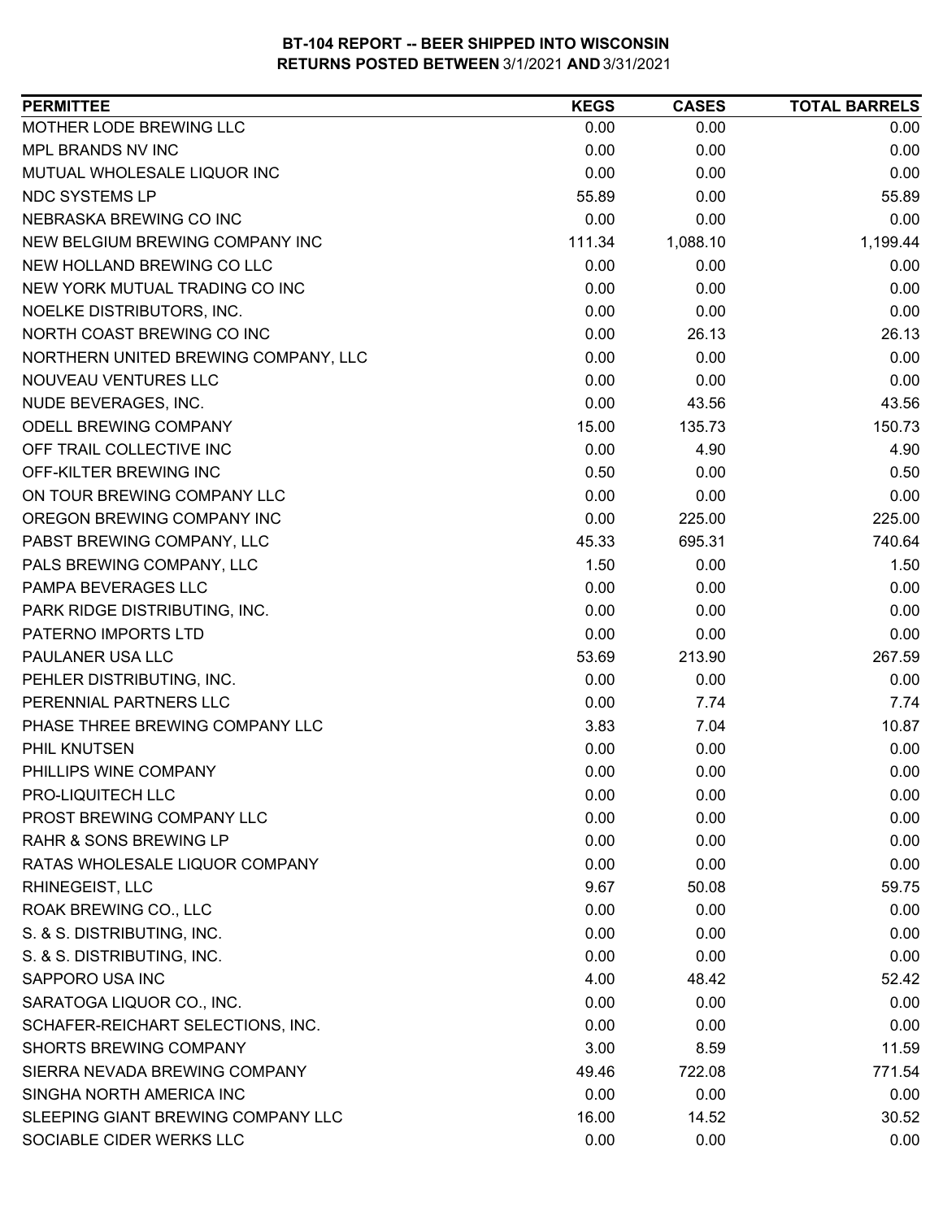**BT-104 REPORT -- BEER SHIPPED INTO WISCONSIN**
**RETURNS POSTED BETWEEN 3/1/2021 AND 3/31/2021**

| PERMITTEE | KEGS | CASES | TOTAL BARRELS |
|---|---|---|---|
| MOTHER LODE BREWING LLC | 0.00 | 0.00 | 0.00 |
| MPL BRANDS NV INC | 0.00 | 0.00 | 0.00 |
| MUTUAL WHOLESALE LIQUOR INC | 0.00 | 0.00 | 0.00 |
| NDC SYSTEMS LP | 55.89 | 0.00 | 55.89 |
| NEBRASKA BREWING CO INC | 0.00 | 0.00 | 0.00 |
| NEW BELGIUM BREWING COMPANY INC | 111.34 | 1,088.10 | 1,199.44 |
| NEW HOLLAND BREWING CO LLC | 0.00 | 0.00 | 0.00 |
| NEW YORK MUTUAL TRADING CO INC | 0.00 | 0.00 | 0.00 |
| NOELKE DISTRIBUTORS, INC. | 0.00 | 0.00 | 0.00 |
| NORTH COAST BREWING CO INC | 0.00 | 26.13 | 26.13 |
| NORTHERN UNITED BREWING COMPANY, LLC | 0.00 | 0.00 | 0.00 |
| NOUVEAU VENTURES LLC | 0.00 | 0.00 | 0.00 |
| NUDE BEVERAGES, INC. | 0.00 | 43.56 | 43.56 |
| ODELL BREWING COMPANY | 15.00 | 135.73 | 150.73 |
| OFF TRAIL COLLECTIVE INC | 0.00 | 4.90 | 4.90 |
| OFF-KILTER BREWING INC | 0.50 | 0.00 | 0.50 |
| ON TOUR BREWING COMPANY LLC | 0.00 | 0.00 | 0.00 |
| OREGON BREWING COMPANY INC | 0.00 | 225.00 | 225.00 |
| PABST BREWING COMPANY, LLC | 45.33 | 695.31 | 740.64 |
| PALS BREWING COMPANY, LLC | 1.50 | 0.00 | 1.50 |
| PAMPA BEVERAGES LLC | 0.00 | 0.00 | 0.00 |
| PARK RIDGE DISTRIBUTING, INC. | 0.00 | 0.00 | 0.00 |
| PATERNO IMPORTS LTD | 0.00 | 0.00 | 0.00 |
| PAULANER USA LLC | 53.69 | 213.90 | 267.59 |
| PEHLER DISTRIBUTING, INC. | 0.00 | 0.00 | 0.00 |
| PERENNIAL PARTNERS LLC | 0.00 | 7.74 | 7.74 |
| PHASE THREE BREWING COMPANY LLC | 3.83 | 7.04 | 10.87 |
| PHIL KNUTSEN | 0.00 | 0.00 | 0.00 |
| PHILLIPS WINE COMPANY | 0.00 | 0.00 | 0.00 |
| PRO-LIQUITECH LLC | 0.00 | 0.00 | 0.00 |
| PROST BREWING COMPANY LLC | 0.00 | 0.00 | 0.00 |
| RAHR & SONS BREWING LP | 0.00 | 0.00 | 0.00 |
| RATAS WHOLESALE LIQUOR COMPANY | 0.00 | 0.00 | 0.00 |
| RHINEGEIST, LLC | 9.67 | 50.08 | 59.75 |
| ROAK BREWING CO., LLC | 0.00 | 0.00 | 0.00 |
| S. & S. DISTRIBUTING, INC. | 0.00 | 0.00 | 0.00 |
| S. & S. DISTRIBUTING, INC. | 0.00 | 0.00 | 0.00 |
| SAPPORO USA INC | 4.00 | 48.42 | 52.42 |
| SARATOGA LIQUOR CO., INC. | 0.00 | 0.00 | 0.00 |
| SCHAFER-REICHART SELECTIONS, INC. | 0.00 | 0.00 | 0.00 |
| SHORTS BREWING COMPANY | 3.00 | 8.59 | 11.59 |
| SIERRA NEVADA BREWING COMPANY | 49.46 | 722.08 | 771.54 |
| SINGHA NORTH AMERICA INC | 0.00 | 0.00 | 0.00 |
| SLEEPING GIANT BREWING COMPANY LLC | 16.00 | 14.52 | 30.52 |
| SOCIABLE CIDER WERKS LLC | 0.00 | 0.00 | 0.00 |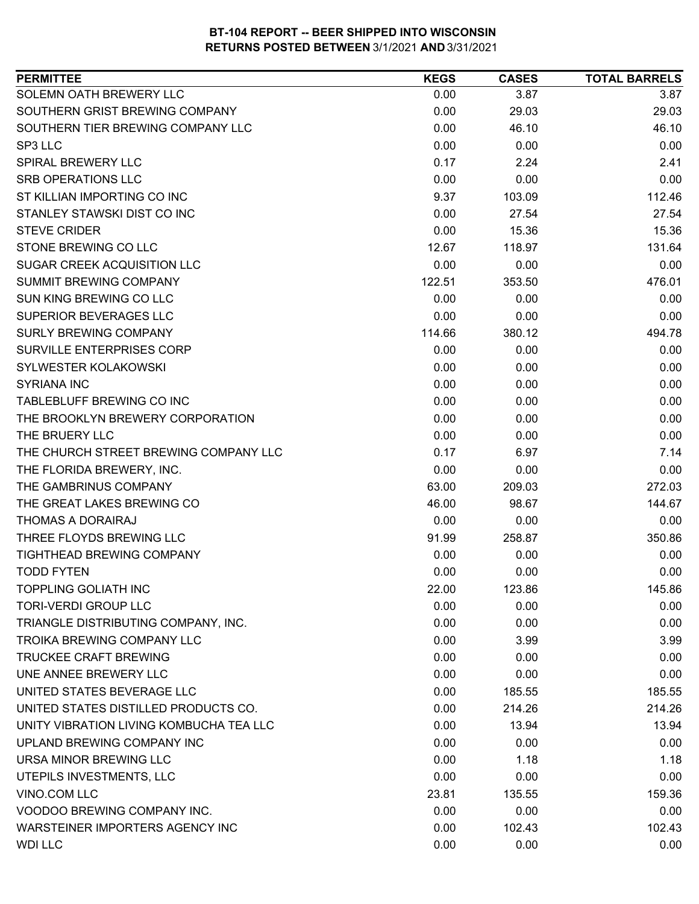**BT-104 REPORT -- BEER SHIPPED INTO WISCONSIN**
**RETURNS POSTED BETWEEN 3/1/2021 AND 3/31/2021**

| PERMITTEE | KEGS | CASES | TOTAL BARRELS |
|---|---|---|---|
| SOLEMN OATH BREWERY LLC | 0.00 | 3.87 | 3.87 |
| SOUTHERN GRIST BREWING COMPANY | 0.00 | 29.03 | 29.03 |
| SOUTHERN TIER BREWING COMPANY LLC | 0.00 | 46.10 | 46.10 |
| SP3 LLC | 0.00 | 0.00 | 0.00 |
| SPIRAL BREWERY LLC | 0.17 | 2.24 | 2.41 |
| SRB OPERATIONS LLC | 0.00 | 0.00 | 0.00 |
| ST KILLIAN IMPORTING CO INC | 9.37 | 103.09 | 112.46 |
| STANLEY STAWSKI DIST CO INC | 0.00 | 27.54 | 27.54 |
| STEVE CRIDER | 0.00 | 15.36 | 15.36 |
| STONE BREWING CO LLC | 12.67 | 118.97 | 131.64 |
| SUGAR CREEK ACQUISITION LLC | 0.00 | 0.00 | 0.00 |
| SUMMIT BREWING COMPANY | 122.51 | 353.50 | 476.01 |
| SUN KING BREWING CO LLC | 0.00 | 0.00 | 0.00 |
| SUPERIOR BEVERAGES LLC | 0.00 | 0.00 | 0.00 |
| SURLY BREWING COMPANY | 114.66 | 380.12 | 494.78 |
| SURVILLE ENTERPRISES CORP | 0.00 | 0.00 | 0.00 |
| SYLWESTER KOLAKOWSKI | 0.00 | 0.00 | 0.00 |
| SYRIANA INC | 0.00 | 0.00 | 0.00 |
| TABLEBLUFF BREWING CO INC | 0.00 | 0.00 | 0.00 |
| THE BROOKLYN BREWERY CORPORATION | 0.00 | 0.00 | 0.00 |
| THE BRUERY LLC | 0.00 | 0.00 | 0.00 |
| THE CHURCH STREET BREWING COMPANY LLC | 0.17 | 6.97 | 7.14 |
| THE FLORIDA BREWERY, INC. | 0.00 | 0.00 | 0.00 |
| THE GAMBRINUS COMPANY | 63.00 | 209.03 | 272.03 |
| THE GREAT LAKES BREWING CO | 46.00 | 98.67 | 144.67 |
| THOMAS A DORAIRAJ | 0.00 | 0.00 | 0.00 |
| THREE FLOYDS BREWING LLC | 91.99 | 258.87 | 350.86 |
| TIGHTHEAD BREWING COMPANY | 0.00 | 0.00 | 0.00 |
| TODD FYTEN | 0.00 | 0.00 | 0.00 |
| TOPPLING GOLIATH INC | 22.00 | 123.86 | 145.86 |
| TORI-VERDI GROUP LLC | 0.00 | 0.00 | 0.00 |
| TRIANGLE DISTRIBUTING COMPANY, INC. | 0.00 | 0.00 | 0.00 |
| TROIKA BREWING COMPANY LLC | 0.00 | 3.99 | 3.99 |
| TRUCKEE CRAFT BREWING | 0.00 | 0.00 | 0.00 |
| UNE ANNEE BREWERY LLC | 0.00 | 0.00 | 0.00 |
| UNITED STATES BEVERAGE LLC | 0.00 | 185.55 | 185.55 |
| UNITED STATES DISTILLED PRODUCTS CO. | 0.00 | 214.26 | 214.26 |
| UNITY VIBRATION LIVING KOMBUCHA TEA LLC | 0.00 | 13.94 | 13.94 |
| UPLAND BREWING COMPANY INC | 0.00 | 0.00 | 0.00 |
| URSA MINOR BREWING LLC | 0.00 | 1.18 | 1.18 |
| UTEPILS INVESTMENTS, LLC | 0.00 | 0.00 | 0.00 |
| VINO.COM LLC | 23.81 | 135.55 | 159.36 |
| VOODOO BREWING COMPANY INC. | 0.00 | 0.00 | 0.00 |
| WARSTEINER IMPORTERS AGENCY INC | 0.00 | 102.43 | 102.43 |
| WDI LLC | 0.00 | 0.00 | 0.00 |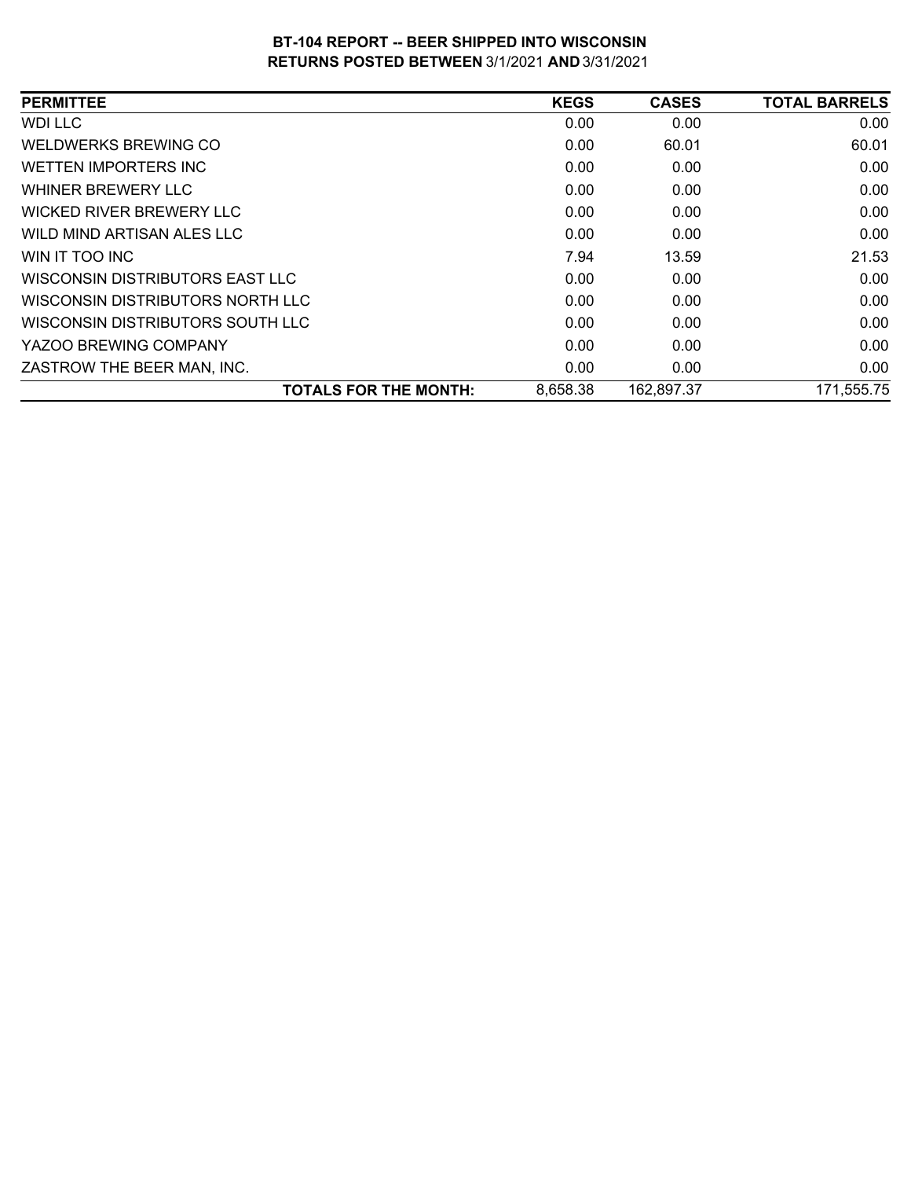**BT-104 REPORT -- BEER SHIPPED INTO WISCONSIN**
**RETURNS POSTED BETWEEN** 3/1/2021 **AND** 3/31/2021

| PERMITTEE | KEGS | CASES | TOTAL BARRELS |
|---|---|---|---|
| WDI LLC | 0.00 | 0.00 | 0.00 |
| WELDWERKS BREWING CO | 0.00 | 60.01 | 60.01 |
| WETTEN IMPORTERS INC | 0.00 | 0.00 | 0.00 |
| WHINER BREWERY LLC | 0.00 | 0.00 | 0.00 |
| WICKED RIVER BREWERY LLC | 0.00 | 0.00 | 0.00 |
| WILD MIND ARTISAN ALES LLC | 0.00 | 0.00 | 0.00 |
| WIN IT TOO INC | 7.94 | 13.59 | 21.53 |
| WISCONSIN DISTRIBUTORS EAST LLC | 0.00 | 0.00 | 0.00 |
| WISCONSIN DISTRIBUTORS NORTH LLC | 0.00 | 0.00 | 0.00 |
| WISCONSIN DISTRIBUTORS SOUTH LLC | 0.00 | 0.00 | 0.00 |
| YAZOO BREWING COMPANY | 0.00 | 0.00 | 0.00 |
| ZASTROW THE BEER MAN, INC. | 0.00 | 0.00 | 0.00 |
| **TOTALS FOR THE MONTH:** | 8,658.38 | 162,897.37 | 171,555.75 |